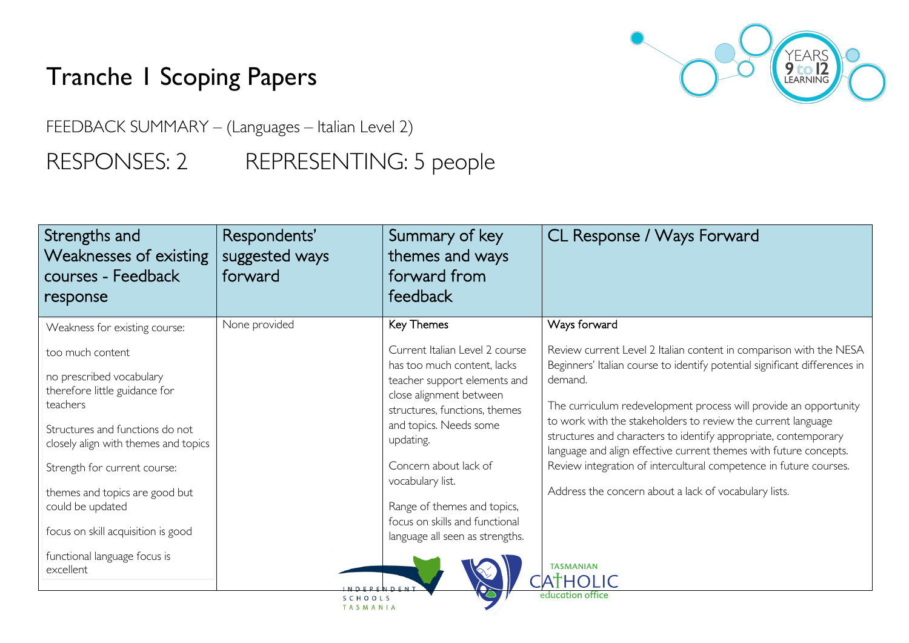# Tranche 1 Scoping Papers

FEEDBACK SUMMARY – (Languages – Italian Level 2)

RESPONSES: 2 REPRESENTING: 5 people

| Strengths and Weaknesses of existing courses - Feedback response | Respondents' suggested ways forward | Summary of key themes and ways forward from feedback | CL Response / Ways Forward |
|---|---|---|---|
| Weakness for existing course:<br><br>too much content<br><br>no prescribed vocabulary therefore little guidance for teachers<br><br>Structures and functions do not closely align with themes and topics<br><br>Strength for current course:<br><br>themes and topics are good but could be updated<br><br>focus on skill acquisition is good<br><br>functional language focus is excellent | None provided | Key Themes<br><br>Current Italian Level 2 course has too much content, lacks teacher support elements and close alignment between structures, functions, themes and topics. Needs some updating.<br><br>Concern about lack of vocabulary list.<br><br>Range of themes and topics, focus on skills and functional language all seen as strengths. | Ways forward<br><br>Review current Level 2 Italian content in comparison with the NESA Beginners' Italian course to identify potential significant differences in demand.<br><br>The curriculum redevelopment process will provide an opportunity to work with the stakeholders to review the current language structures and characters to identify appropriate, contemporary language and align effective current themes with future concepts. Review integration of intercultural competence in future courses.<br><br>Address the concern about a lack of vocabulary lists. |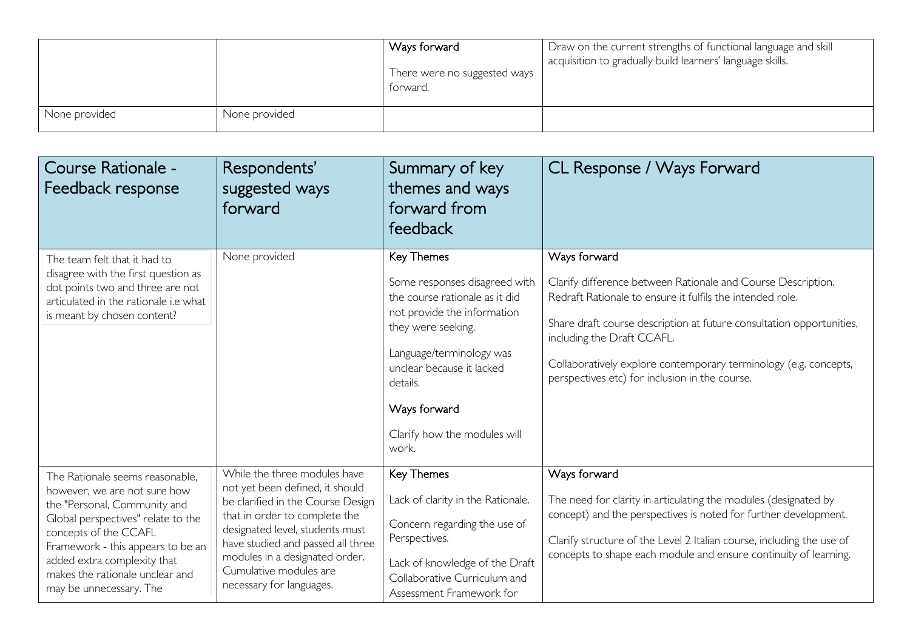| | | | |
|---|---|---|---|
| | | Ways forward<br><br>There were no suggested ways forward. | Draw on the current strengths of functional language and skill acquisition to gradually build learners' language skills. |
| None provided | None provided | | |

| Course Rationale - Feedback response | Respondents' suggested ways forward | Summary of key themes and ways forward from feedback | CL Response / Ways Forward |
|---|---|---|---|
| The team felt that it had to disagree with the first question as dot points two and three are not articulated in the rationale i.e what is meant by chosen content? | None provided | Key Themes<br><br>Some responses disagreed with the course rationale as it did not provide the information they were seeking.<br><br>Language/terminology was unclear because it lacked details.<br><br>Ways forward<br><br>Clarify how the modules will work. | Ways forward<br><br>Clarify difference between Rationale and Course Description. Redraft Rationale to ensure it fulfils the intended role.<br><br>Share draft course description at future consultation opportunities, including the Draft CCAFL.<br><br>Collaboratively explore contemporary terminology (e.g. concepts, perspectives etc) for inclusion in the course. |
| The Rationale seems reasonable, however, we are not sure how the "Personal, Community and Global perspectives" relate to the concepts of the CCAFL Framework - this appears to be an added extra complexity that makes the rationale unclear and may be unnecessary. The | While the three modules have not yet been defined, it should be clarified in the Course Design that in order to complete the designated level, students must have studied and passed all three modules in a designated order. Cumulative modules are necessary for languages. | Key Themes<br><br>Lack of clarity in the Rationale.<br><br>Concern regarding the use of Perspectives.<br><br>Lack of knowledge of the Draft Collaborative Curriculum and Assessment Framework for | Ways forward<br><br>The need for clarity in articulating the modules (designated by concept) and the perspectives is noted for further development.<br><br>Clarify structure of the Level 2 Italian course, including the use of concepts to shape each module and ensure continuity of learning. |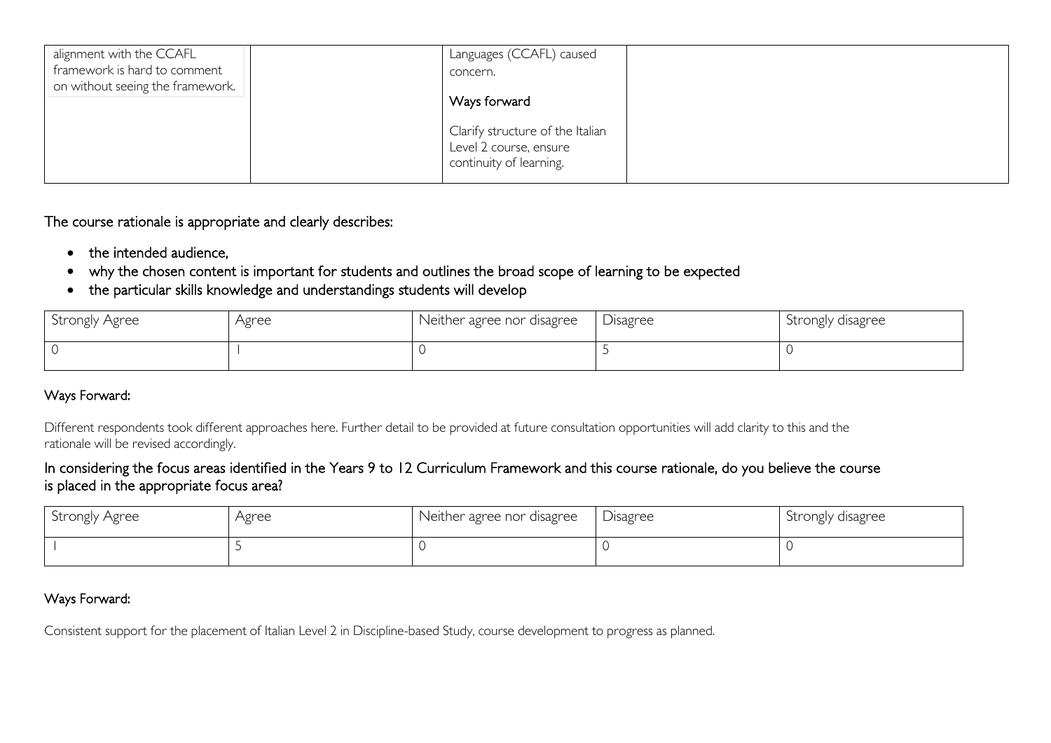| | | | |
|---|---|---|---|
| alignment with the CCAFL framework is hard to comment on without seeing the framework. | | Languages (CCAFL) caused concern.<br><br>Ways forward<br><br>Clarify structure of the Italian Level 2 course, ensure continuity of learning. | |

The course rationale is appropriate and clearly describes:

- the intended audience,
- why the chosen content is important for students and outlines the broad scope of learning to be expected
- the particular skills knowledge and understandings students will develop

| Strongly Agree | Agree | Neither agree nor disagree | Disagree | Strongly disagree |
|---|---|---|---|---|
| 0 | 1 | 0 | 5 | 0 |

Ways Forward:

Different respondents took different approaches here. Further detail to be provided at future consultation opportunities will add clarity to this and the rationale will be revised accordingly.

In considering the focus areas identified in the Years 9 to 12 Curriculum Framework and this course rationale, do you believe the course is placed in the appropriate focus area?

| Strongly Agree | Agree | Neither agree nor disagree | Disagree | Strongly disagree |
|---|---|---|---|---|
| 1 | 5 | 0 | 0 | 0 |

Ways Forward:

Consistent support for the placement of Italian Level 2 in Discipline-based Study, course development to progress as planned.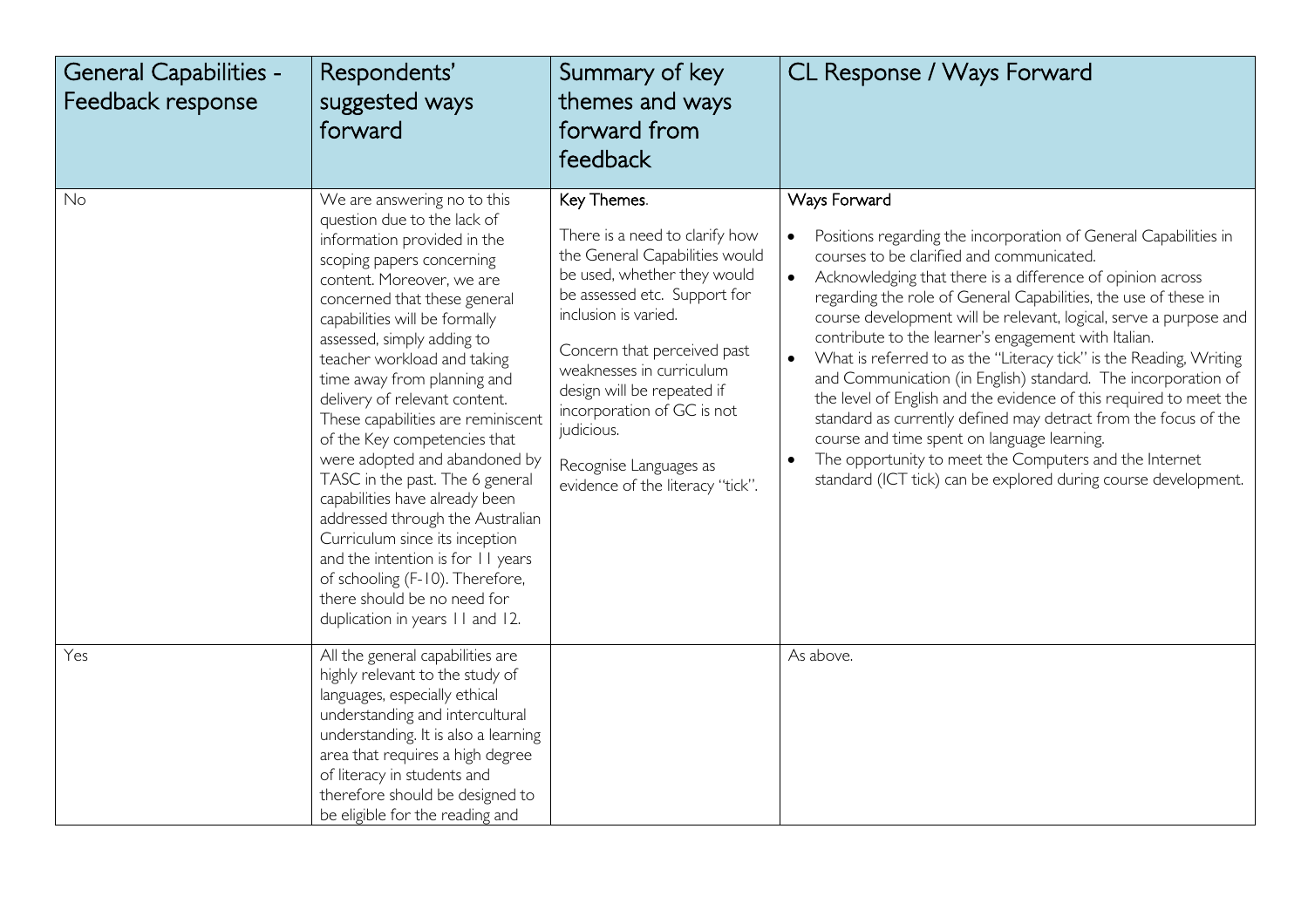| General Capabilities - Feedback response | Respondents' suggested ways forward | Summary of key themes and ways forward from feedback | CL Response / Ways Forward |
|---|---|---|---|
| No | We are answering no to this question due to the lack of information provided in the scoping papers concerning content. Moreover, we are concerned that these general capabilities will be formally assessed, simply adding to teacher workload and taking time away from planning and delivery of relevant content. These capabilities are reminiscent of the Key competencies that were adopted and abandoned by TASC in the past. The 6 general capabilities have already been addressed through the Australian Curriculum since its inception and the intention is for 11 years of schooling (F-10). Therefore, there should be no need for duplication in years 11 and 12. | Key Themes.<br><br>There is a need to clarify how the General Capabilities would be used, whether they would be assessed etc. Support for inclusion is varied.<br><br>Concern that perceived past weaknesses in curriculum design will be repeated if incorporation of GC is not judicious.<br><br>Recognise Languages as evidence of the literacy "tick". | Ways Forward<br><br>• Positions regarding the incorporation of General Capabilities in courses to be clarified and communicated.<br>• Acknowledging that there is a difference of opinion across regarding the role of General Capabilities, the use of these in course development will be relevant, logical, serve a purpose and contribute to the learner's engagement with Italian.<br>• What is referred to as the "Literacy tick" is the Reading, Writing and Communication (in English) standard. The incorporation of the level of English and the evidence of this required to meet the standard as currently defined may detract from the focus of the course and time spent on language learning.<br>• The opportunity to meet the Computers and the Internet standard (ICT tick) can be explored during course development. |
| Yes | All the general capabilities are highly relevant to the study of languages, especially ethical understanding and intercultural understanding. It is also a learning area that requires a high degree of literacy in students and therefore should be designed to be eligible for the reading and | | As above. |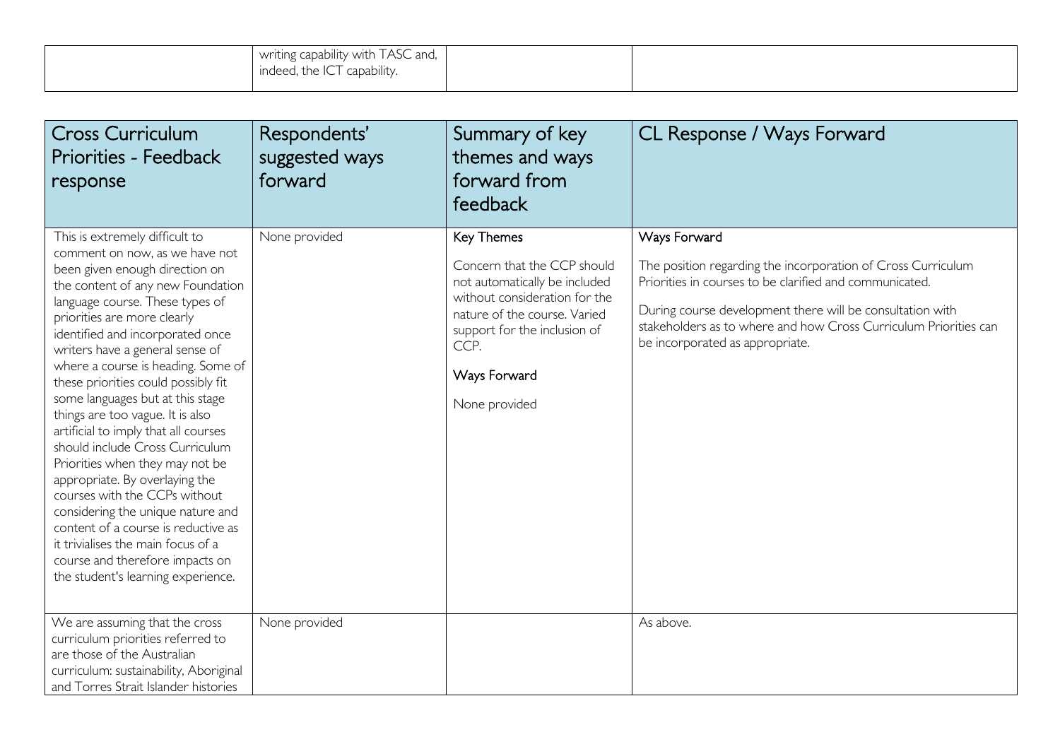|  | writing capability with TASC and, indeed, the ICT capability. |  |  |
|---|---|---|---|

| Cross Curriculum Priorities - Feedback response | Respondents' suggested ways forward | Summary of key themes and ways forward from feedback | CL Response / Ways Forward |
|---|---|---|---|
| This is extremely difficult to comment on now, as we have not been given enough direction on the content of any new Foundation language course. These types of priorities are more clearly identified and incorporated once writers have a general sense of where a course is heading. Some of these priorities could possibly fit some languages but at this stage things are too vague. It is also artificial to imply that all courses should include Cross Curriculum Priorities when they may not be appropriate. By overlaying the courses with the CCPs without considering the unique nature and content of a course is reductive as it trivialises the main focus of a course and therefore impacts on the student's learning experience. | None provided | Key Themes<br><br>Concern that the CCP should not automatically be included without consideration for the nature of the course. Varied support for the inclusion of CCP.<br><br>Ways Forward<br><br>None provided | Ways Forward<br><br>The position regarding the incorporation of Cross Curriculum Priorities in courses to be clarified and communicated.<br><br>During course development there will be consultation with stakeholders as to where and how Cross Curriculum Priorities can be incorporated as appropriate. |
| We are assuming that the cross curriculum priorities referred to are those of the Australian curriculum: sustainability, Aboriginal and Torres Strait Islander histories | None provided |  | As above. |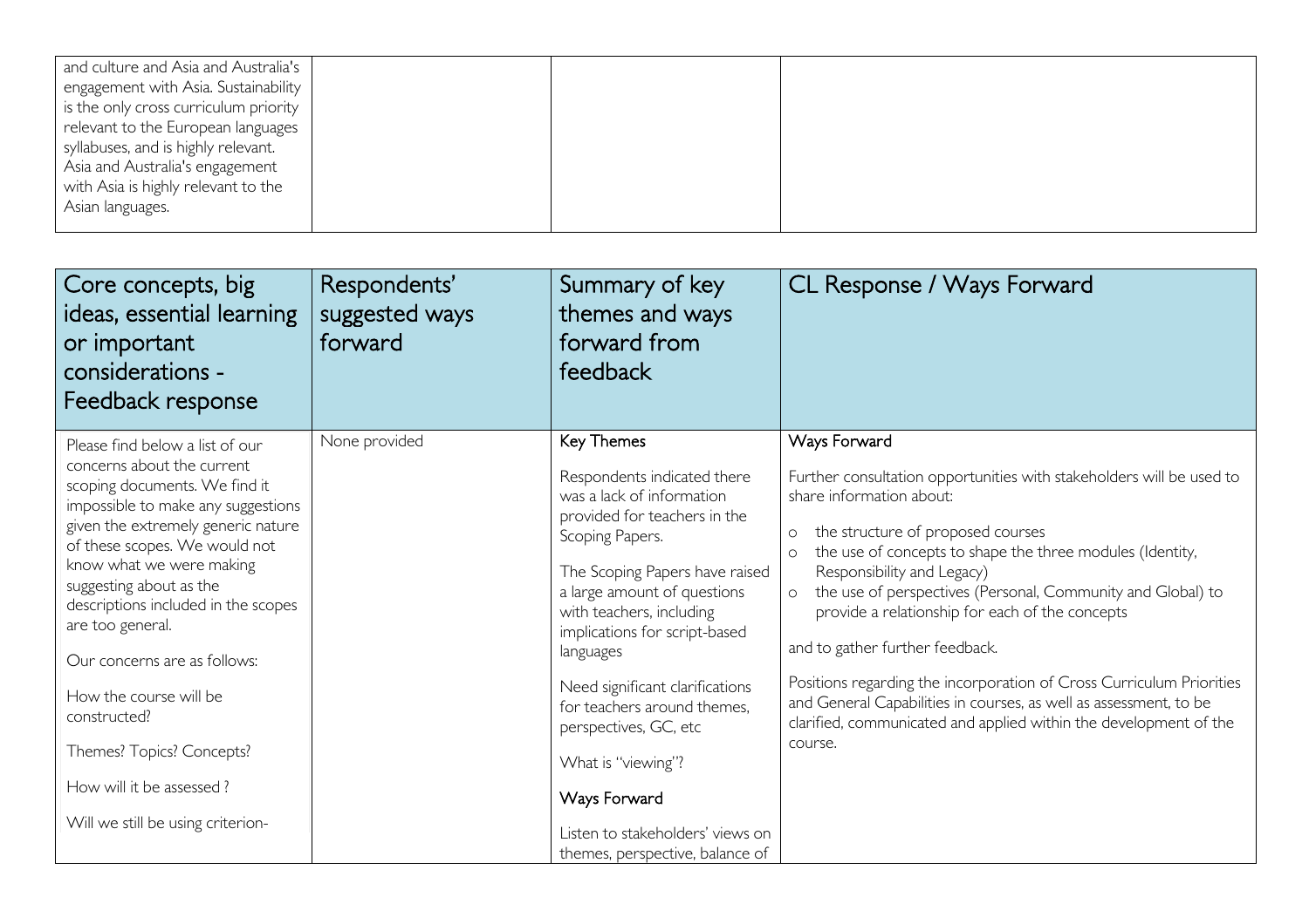| | | | |
|---|---|---|---|
| and culture and Asia and Australia's engagement with Asia. Sustainability is the only cross curriculum priority relevant to the European languages syllabuses, and is highly relevant. Asia and Australia's engagement with Asia is highly relevant to the Asian languages. | | | |

| Core concepts, big ideas, essential learning or important considerations - Feedback response | Respondents' suggested ways forward | Summary of key themes and ways forward from feedback | CL Response / Ways Forward |
|---|---|---|---|
| Please find below a list of our concerns about the current scoping documents. We find it impossible to make any suggestions given the extremely generic nature of these scopes. We would not know what we were making suggesting about as the descriptions included in the scopes are too general.<br><br>Our concerns are as follows:<br><br>How the course will be constructed?<br><br>Themes? Topics? Concepts?<br><br>How will it be assessed ?<br><br>Will we still be using criterion- | None provided | Key Themes<br><br>Respondents indicated there was a lack of information provided for teachers in the Scoping Papers.<br><br>The Scoping Papers have raised a large amount of questions with teachers, including implications for script-based languages<br><br>Need significant clarifications for teachers around themes, perspectives, GC, etc<br><br>What is "viewing"?<br><br>Ways Forward<br><br>Listen to stakeholders' views on themes, perspective, balance of | Ways Forward<br><br>Further consultation opportunities with stakeholders will be used to share information about:<br><br>o the structure of proposed courses<br>o the use of concepts to shape the three modules (Identity, Responsibility and Legacy)<br>o the use of perspectives (Personal, Community and Global) to provide a relationship for each of the concepts<br><br>and to gather further feedback.<br><br>Positions regarding the incorporation of Cross Curriculum Priorities and General Capabilities in courses, as well as assessment, to be clarified, communicated and applied within the development of the course. |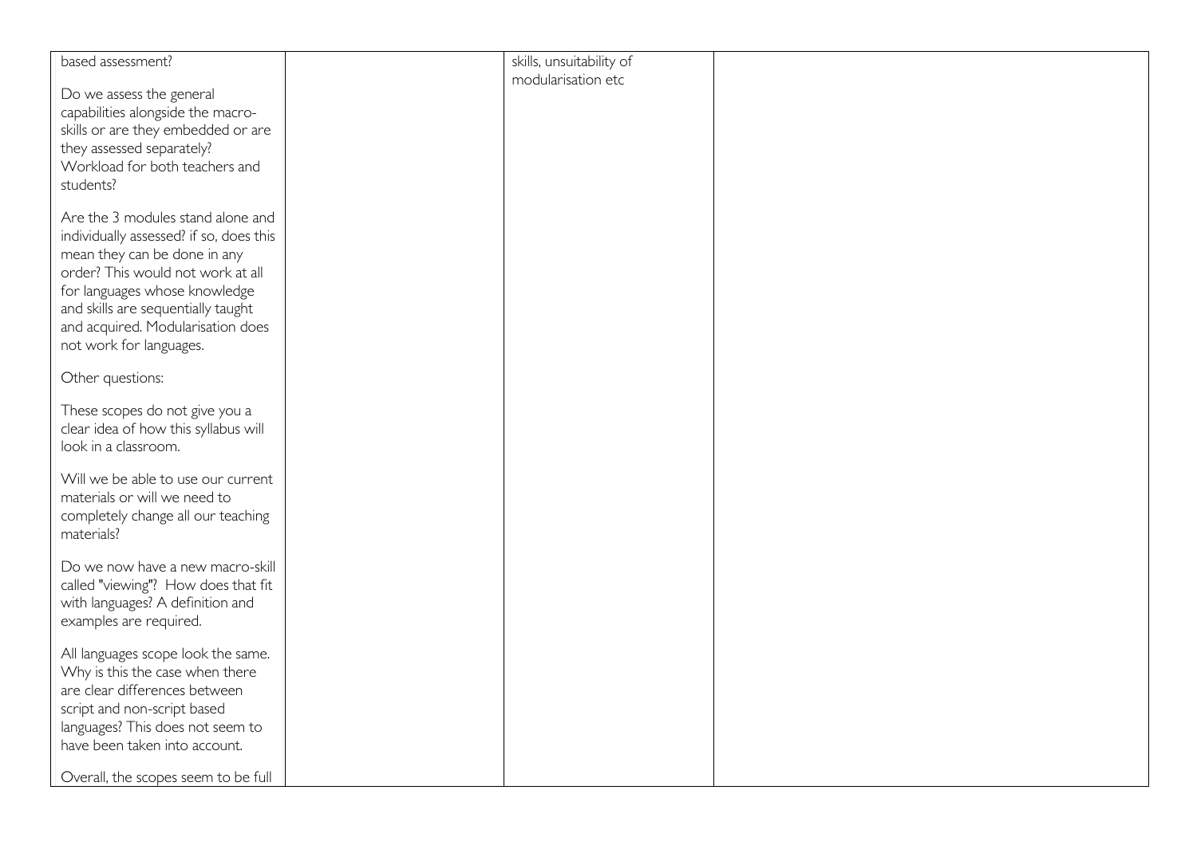| | | | |
|---|---|---|---|
| based assessment?<br><br>Do we assess the general capabilities alongside the macro-skills or are they embedded or are they assessed separately? Workload for both teachers and students?<br><br>Are the 3 modules stand alone and individually assessed? if so, does this mean they can be done in any order? This would not work at all for languages whose knowledge and skills are sequentially taught and acquired. Modularisation does not work for languages.<br><br>Other questions:<br><br>These scopes do not give you a clear idea of how this syllabus will look in a classroom.<br><br>Will we be able to use our current materials or will we need to completely change all our teaching materials?<br><br>Do we now have a new macro-skill called "viewing"? How does that fit with languages? A definition and examples are required.<br><br>All languages scope look the same. Why is this the case when there are clear differences between script and non-script based languages? This does not seem to have been taken into account.<br><br>Overall, the scopes seem to be full | | skills, unsuitability of modularisation etc | |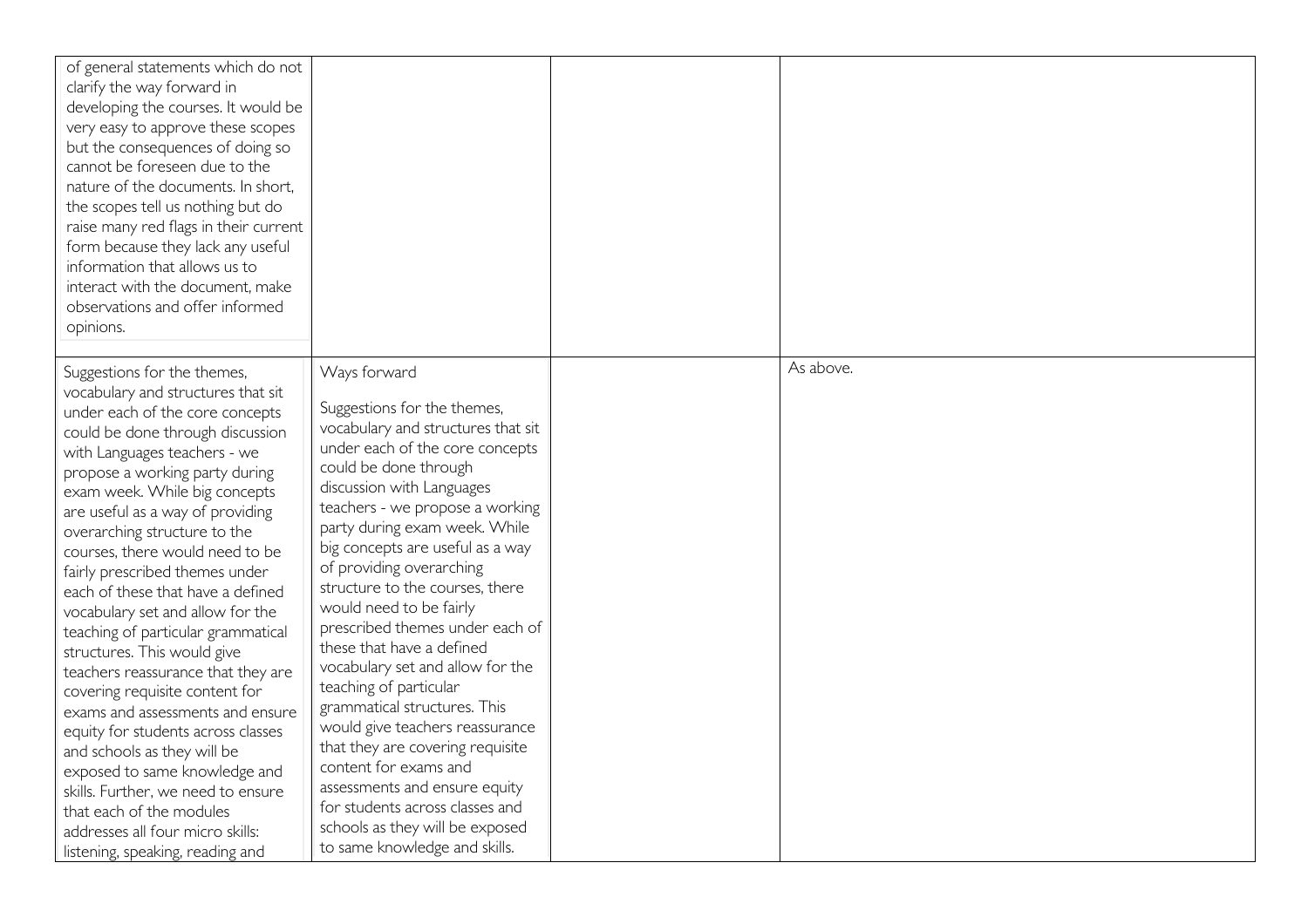| | | | |
|---|---|---|---|
| of general statements which do not clarify the way forward in developing the courses. It would be very easy to approve these scopes but the consequences of doing so cannot be foreseen due to the nature of the documents. In short, the scopes tell us nothing but do raise many red flags in their current form because they lack any useful information that allows us to interact with the document, make observations and offer informed opinions. | | | |
| Suggestions for the themes, vocabulary and structures that sit under each of the core concepts could be done through discussion with Languages teachers - we propose a working party during exam week. While big concepts are useful as a way of providing overarching structure to the courses, there would need to be fairly prescribed themes under each of these that have a defined vocabulary set and allow for the teaching of particular grammatical structures. This would give teachers reassurance that they are covering requisite content for exams and assessments and ensure equity for students across classes and schools as they will be exposed to same knowledge and skills. Further, we need to ensure that each of the modules addresses all four micro skills: listening, speaking, reading and | Ways forward<br><br>Suggestions for the themes, vocabulary and structures that sit under each of the core concepts could be done through discussion with Languages teachers - we propose a working party during exam week. While big concepts are useful as a way of providing overarching structure to the courses, there would need to be fairly prescribed themes under each of these that have a defined vocabulary set and allow for the teaching of particular grammatical structures. This would give teachers reassurance that they are covering requisite content for exams and assessments and ensure equity for students across classes and schools as they will be exposed to same knowledge and skills. | | As above. |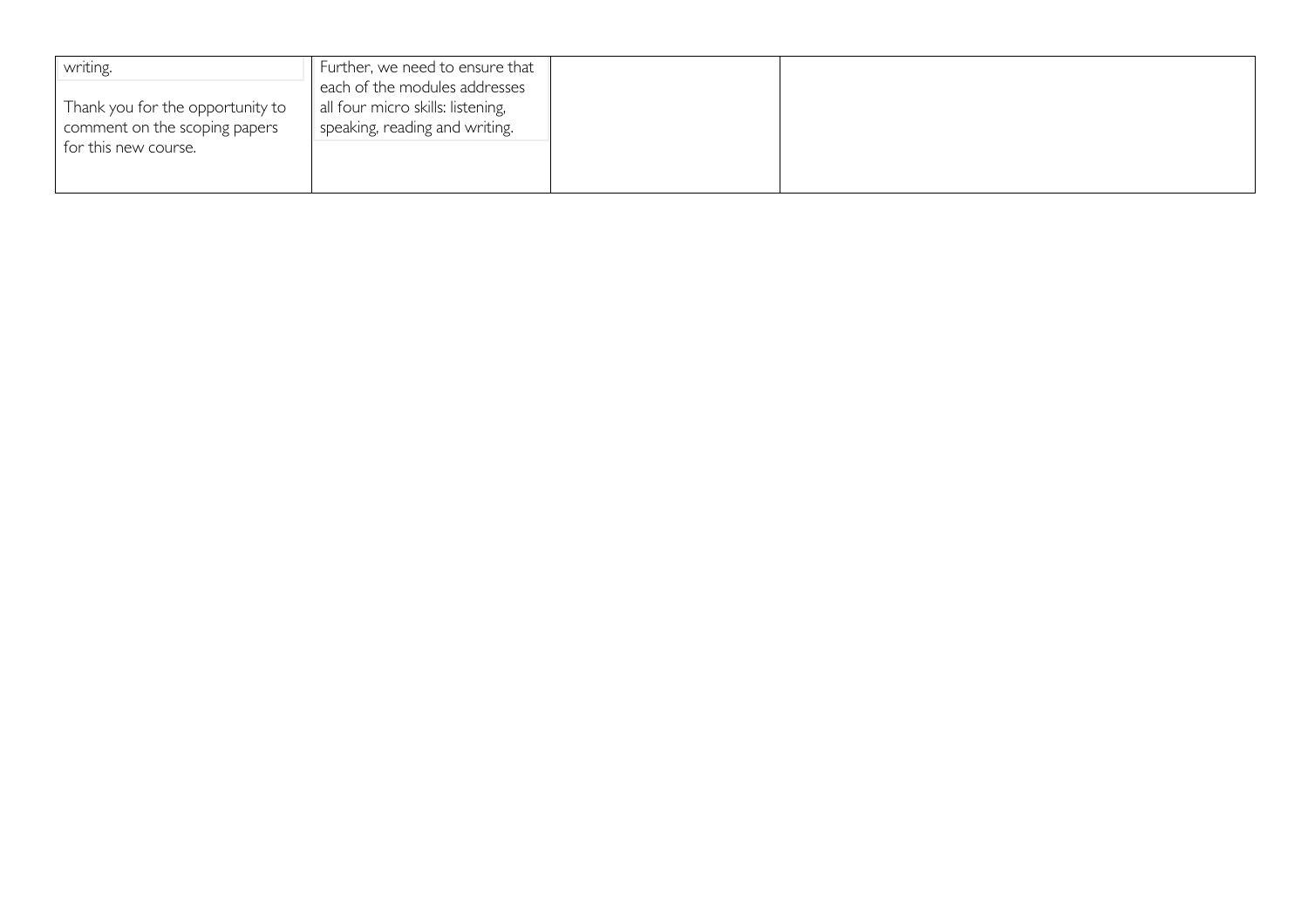| | | | |
|---|---|---|---|
| writing.<br><br>Thank you for the opportunity to comment on the scoping papers for this new course. | Further, we need to ensure that each of the modules addresses all four micro skills: listening, speaking, reading and writing. | | |